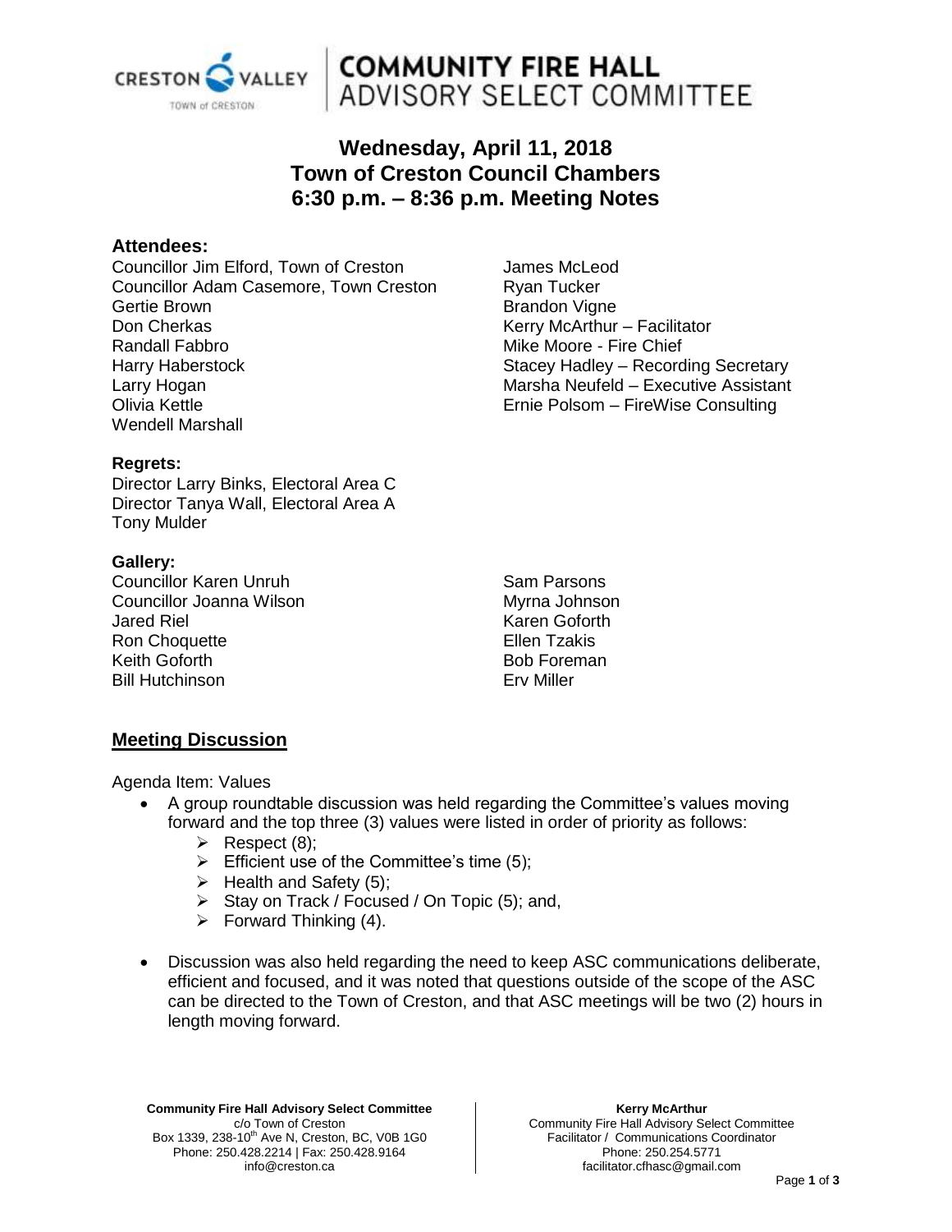# COMMUNITY FIRE HALL ADVISORY SELECT COMMITTEE

## Wednesday, April 11, 2018
## Town of Creston Council Chambers
## 6:30 p.m. – 8:36 p.m. Meeting Notes

### Attendees:

Councillor Jim Elford, Town of Creston
Councillor Adam Casemore, Town Creston
Gertie Brown
Don Cherkas
Randall Fabbro
Harry Haberstock
Larry Hogan
Olivia Kettle
Wendell Marshall
James McLeod
Ryan Tucker
Brandon Vigne
Kerry McArthur – Facilitator
Mike Moore - Fire Chief
Stacey Hadley – Recording Secretary
Marsha Neufeld – Executive Assistant
Ernie Polsom – FireWise Consulting

### Regrets:

Director Larry Binks, Electoral Area C
Director Tanya Wall, Electoral Area A
Tony Mulder

### Gallery:

Councillor Karen Unruh
Councillor Joanna Wilson
Jared Riel
Ron Choquette
Keith Goforth
Bill Hutchinson
Sam Parsons
Myrna Johnson
Karen Goforth
Ellen Tzakis
Bob Foreman
Erv Miller

## Meeting Discussion

Agenda Item: Values

- A group roundtable discussion was held regarding the Committee's values moving forward and the top three (3) values were listed in order of priority as follows:
  - Respect (8);
  - Efficient use of the Committee's time (5);
  - Health and Safety (5);
  - Stay on Track / Focused / On Topic (5); and,
  - Forward Thinking (4).
- Discussion was also held regarding the need to keep ASC communications deliberate, efficient and focused, and it was noted that questions outside of the scope of the ASC can be directed to the Town of Creston, and that ASC meetings will be two (2) hours in length moving forward.

**Community Fire Hall Advisory Select Committee**
c/o Town of Creston
Box 1339, 238-10th Ave N, Creston, BC, V0B 1G0
Phone: 250.428.2214 | Fax: 250.428.9164
info@creston.ca

**Kerry McArthur**
Community Fire Hall Advisory Select Committee
Facilitator / Communications Coordinator
Phone: 250.254.5771
facilitator.cfhasc@gmail.com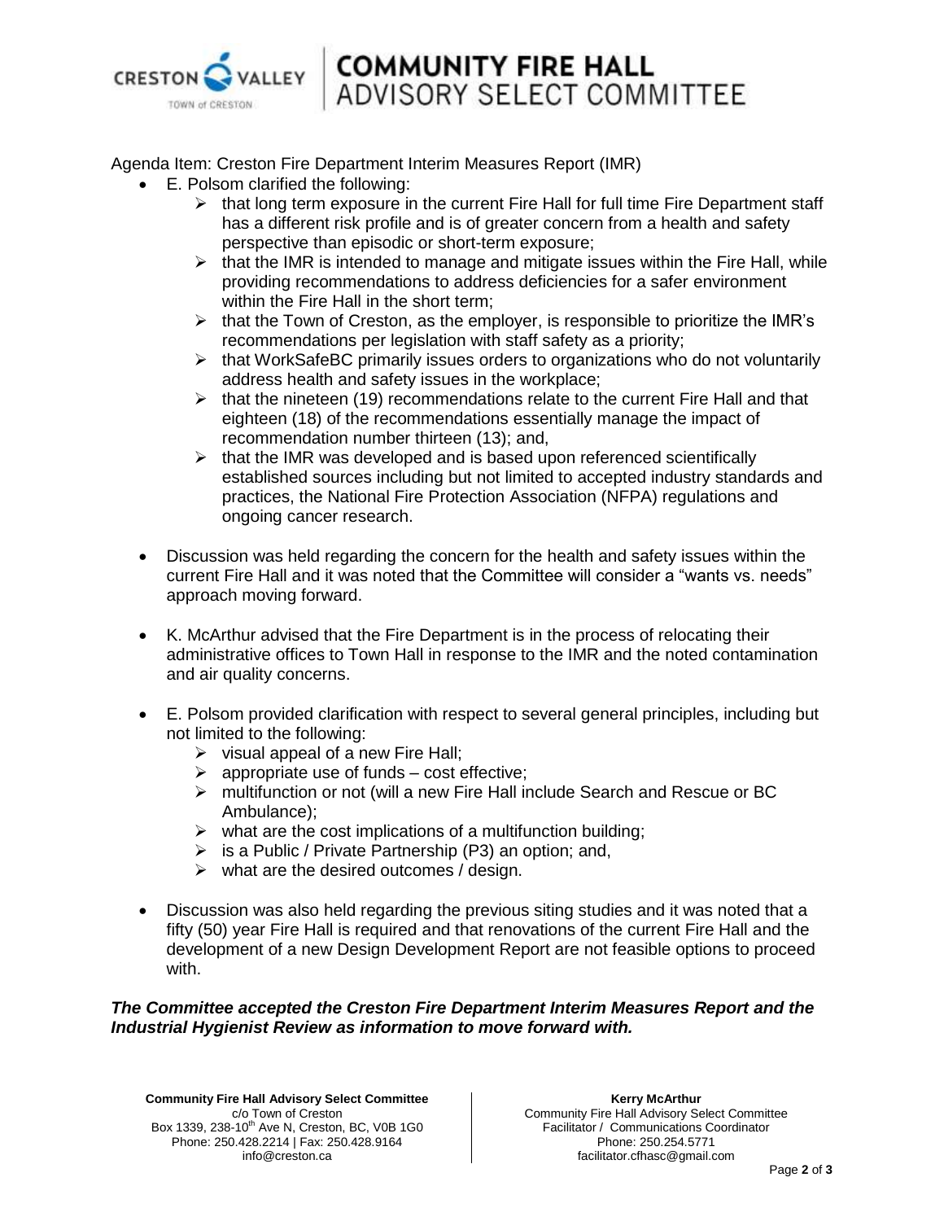Agenda Item: Creston Fire Department Interim Measures Report (IMR)

- E. Polsom clarified the following:
  - that long term exposure in the current Fire Hall for full time Fire Department staff has a different risk profile and is of greater concern from a health and safety perspective than episodic or short-term exposure;
  - that the IMR is intended to manage and mitigate issues within the Fire Hall, while providing recommendations to address deficiencies for a safer environment within the Fire Hall in the short term;
  - that the Town of Creston, as the employer, is responsible to prioritize the IMR's recommendations per legislation with staff safety as a priority;
  - that WorkSafeBC primarily issues orders to organizations who do not voluntarily address health and safety issues in the workplace;
  - that the nineteen (19) recommendations relate to the current Fire Hall and that eighteen (18) of the recommendations essentially manage the impact of recommendation number thirteen (13); and,
  - that the IMR was developed and is based upon referenced scientifically established sources including but not limited to accepted industry standards and practices, the National Fire Protection Association (NFPA) regulations and ongoing cancer research.

- Discussion was held regarding the concern for the health and safety issues within the current Fire Hall and it was noted that the Committee will consider a "wants vs. needs" approach moving forward.

- K. McArthur advised that the Fire Department is in the process of relocating their administrative offices to Town Hall in response to the IMR and the noted contamination and air quality concerns.

- E. Polsom provided clarification with respect to several general principles, including but not limited to the following:
  - visual appeal of a new Fire Hall;
  - appropriate use of funds – cost effective;
  - multifunction or not (will a new Fire Hall include Search and Rescue or BC Ambulance);
  - what are the cost implications of a multifunction building;
  - is a Public / Private Partnership (P3) an option; and,
  - what are the desired outcomes / design.

- Discussion was also held regarding the previous siting studies and it was noted that a fifty (50) year Fire Hall is required and that renovations of the current Fire Hall and the development of a new Design Development Report are not feasible options to proceed with.

***The Committee accepted the Creston Fire Department Interim Measures Report and the Industrial Hygienist Review as information to move forward with.***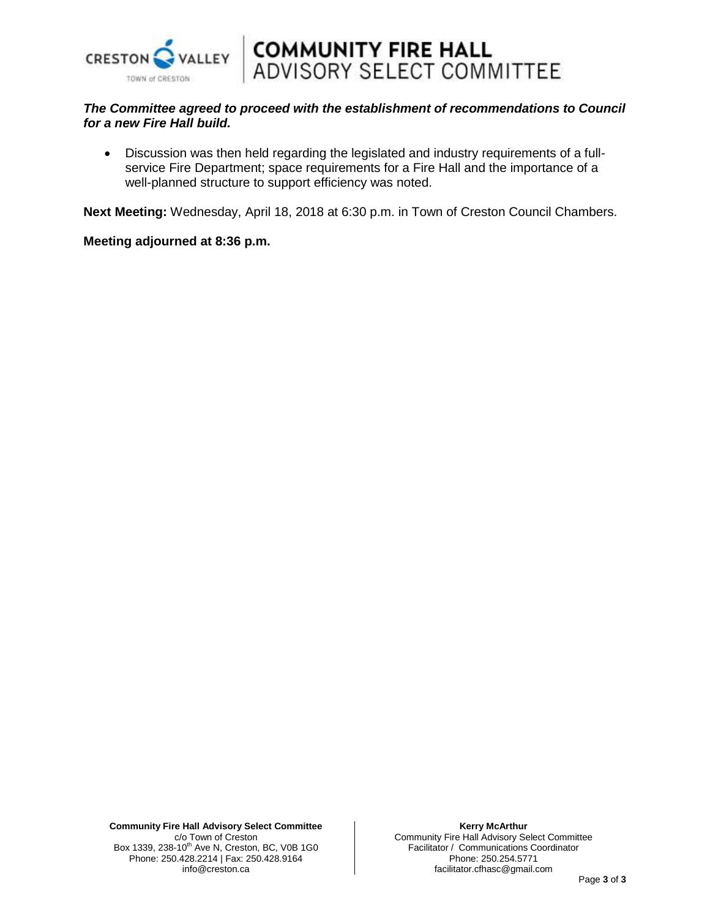***The Committee agreed to proceed with the establishment of recommendations to Council for a new Fire Hall build.***

- Discussion was then held regarding the legislated and industry requirements of a full-service Fire Department; space requirements for a Fire Hall and the importance of a well-planned structure to support efficiency was noted.

**Next Meeting:** Wednesday, April 18, 2018 at 6:30 p.m. in Town of Creston Council Chambers.

**Meeting adjourned at 8:36 p.m.**